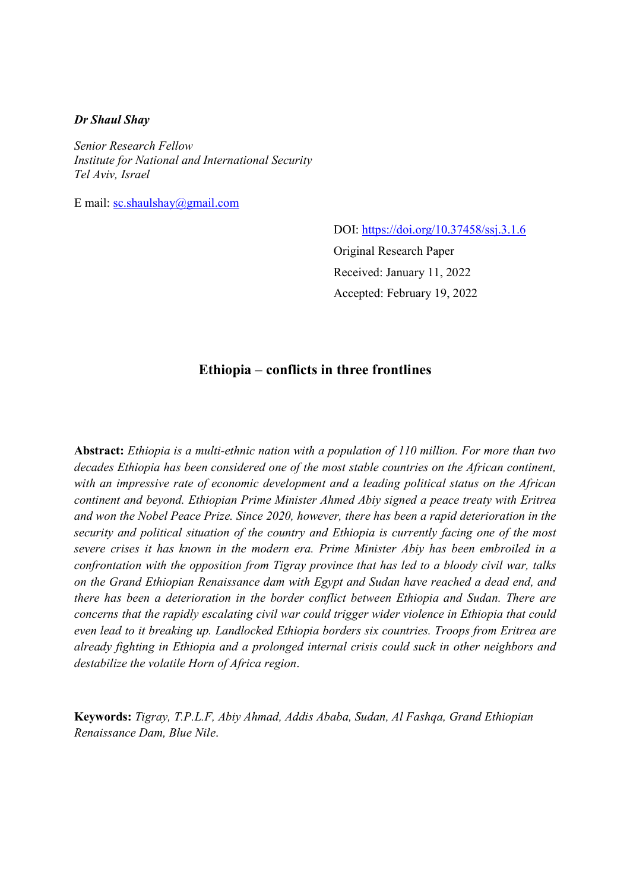***Dr Shaul Shay***

*Senior Research Fellow*
*Institute for National and International Security*
*Tel Aviv, Israel*

E mail: sc.shaulshay@gmail.com

DOI: https://doi.org/10.37458/ssj.3.1.6
Original Research Paper
Received: January 11, 2022
Accepted: February 19, 2022

# Ethiopia – conflicts in three frontlines

**Abstract:** *Ethiopia is a multi-ethnic nation with a population of 110 million. For more than two decades Ethiopia has been considered one of the most stable countries on the African continent, with an impressive rate of economic development and a leading political status on the African continent and beyond. Ethiopian Prime Minister Ahmed Abiy signed a peace treaty with Eritrea and won the Nobel Peace Prize. Since 2020, however, there has been a rapid deterioration in the security and political situation of the country and Ethiopia is currently facing one of the most severe crises it has known in the modern era. Prime Minister Abiy has been embroiled in a confrontation with the opposition from Tigray province that has led to a bloody civil war, talks on the Grand Ethiopian Renaissance dam with Egypt and Sudan have reached a dead end, and there has been a deterioration in the border conflict between Ethiopia and Sudan. There are concerns that the rapidly escalating civil war could trigger wider violence in Ethiopia that could even lead to it breaking up. Landlocked Ethiopia borders six countries. Troops from Eritrea are already fighting in Ethiopia and a prolonged internal crisis could suck in other neighbors and destabilize the volatile Horn of Africa region*.

**Keywords:** *Tigray, T.P.L.F, Abiy Ahmad, Addis Ababa, Sudan, Al Fashqa, Grand Ethiopian Renaissance Dam, Blue Nile*.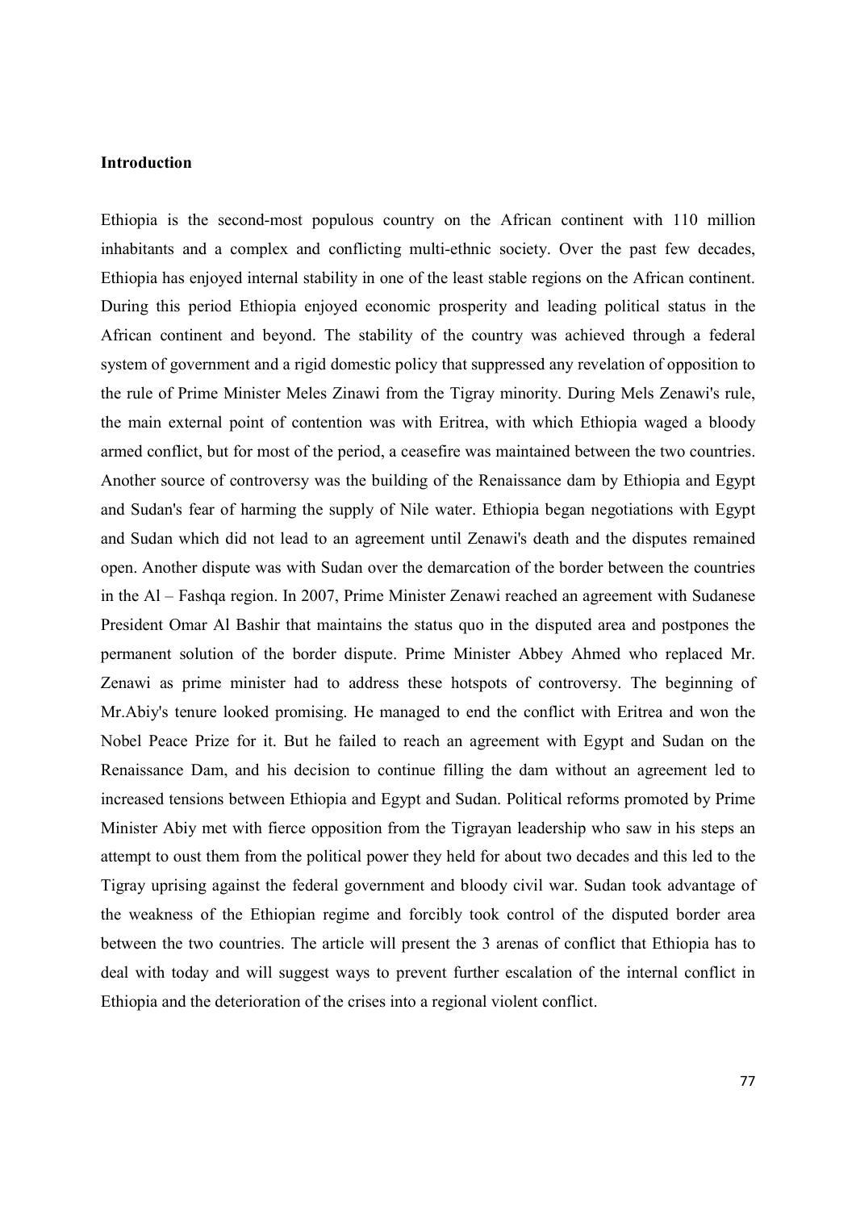**Introduction**

Ethiopia is the second-most populous country on the African continent with 110 million inhabitants and a complex and conflicting multi-ethnic society. Over the past few decades, Ethiopia has enjoyed internal stability in one of the least stable regions on the African continent. During this period Ethiopia enjoyed economic prosperity and leading political status in the African continent and beyond. The stability of the country was achieved through a federal system of government and a rigid domestic policy that suppressed any revelation of opposition to the rule of Prime Minister Meles Zinawi from the Tigray minority. During Mels Zenawi's rule, the main external point of contention was with Eritrea, with which Ethiopia waged a bloody armed conflict, but for most of the period, a ceasefire was maintained between the two countries. Another source of controversy was the building of the Renaissance dam by Ethiopia and Egypt and Sudan's fear of harming the supply of Nile water. Ethiopia began negotiations with Egypt and Sudan which did not lead to an agreement until Zenawi's death and the disputes remained open. Another dispute was with Sudan over the demarcation of the border between the countries in the Al – Fashqa region. In 2007, Prime Minister Zenawi reached an agreement with Sudanese President Omar Al Bashir that maintains the status quo in the disputed area and postpones the permanent solution of the border dispute. Prime Minister Abbey Ahmed who replaced Mr. Zenawi as prime minister had to address these hotspots of controversy. The beginning of Mr.Abiy's tenure looked promising. He managed to end the conflict with Eritrea and won the Nobel Peace Prize for it. But he failed to reach an agreement with Egypt and Sudan on the Renaissance Dam, and his decision to continue filling the dam without an agreement led to increased tensions between Ethiopia and Egypt and Sudan. Political reforms promoted by Prime Minister Abiy met with fierce opposition from the Tigrayan leadership who saw in his steps an attempt to oust them from the political power they held for about two decades and this led to the Tigray uprising against the federal government and bloody civil war. Sudan took advantage of the weakness of the Ethiopian regime and forcibly took control of the disputed border area between the two countries. The article will present the 3 arenas of conflict that Ethiopia has to deal with today and will suggest ways to prevent further escalation of the internal conflict in Ethiopia and the deterioration of the crises into a regional violent conflict.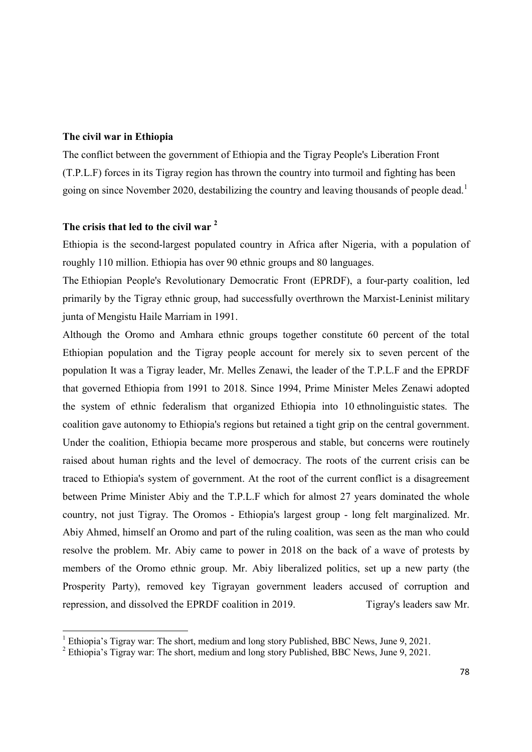**The civil war in Ethiopia**

The conflict between the government of Ethiopia and the Tigray People's Liberation Front (T.P.L.F) forces in its Tigray region has thrown the country into turmoil and fighting has been going on since November 2020, destabilizing the country and leaving thousands of people dead.[1]

**The crisis that led to the civil war [2]**

Ethiopia is the second-largest populated country in Africa after Nigeria, with a population of roughly 110 million. Ethiopia has over 90 ethnic groups and 80 languages.

The Ethiopian People's Revolutionary Democratic Front (EPRDF), a four-party coalition, led primarily by the Tigray ethnic group, had successfully overthrown the Marxist-Leninist military junta of Mengistu Haile Marriam in 1991.

Although the Oromo and Amhara ethnic groups together constitute 60 percent of the total Ethiopian population and the Tigray people account for merely six to seven percent of the population It was a Tigray leader, Mr. Melles Zenawi, the leader of the T.P.L.F and the EPRDF that governed Ethiopia from 1991 to 2018. Since 1994, Prime Minister Meles Zenawi adopted the system of ethnic federalism that organized Ethiopia into 10 ethnolinguistic states. The coalition gave autonomy to Ethiopia's regions but retained a tight grip on the central government. Under the coalition, Ethiopia became more prosperous and stable, but concerns were routinely raised about human rights and the level of democracy. The roots of the current crisis can be traced to Ethiopia's system of government. At the root of the current conflict is a disagreement between Prime Minister Abiy and the T.P.L.F which for almost 27 years dominated the whole country, not just Tigray. The Oromos - Ethiopia's largest group - long felt marginalized. Mr. Abiy Ahmed, himself an Oromo and part of the ruling coalition, was seen as the man who could resolve the problem. Mr. Abiy came to power in 2018 on the back of a wave of protests by members of the Oromo ethnic group. Mr. Abiy liberalized politics, set up a new party (the Prosperity Party), removed key Tigrayan government leaders accused of corruption and repression, and dissolved the EPRDF coalition in 2019. Tigray's leaders saw Mr.

---

[1] Ethiopia's Tigray war: The short, medium and long story Published, BBC News, June 9, 2021.

[2] Ethiopia's Tigray war: The short, medium and long story Published, BBC News, June 9, 2021.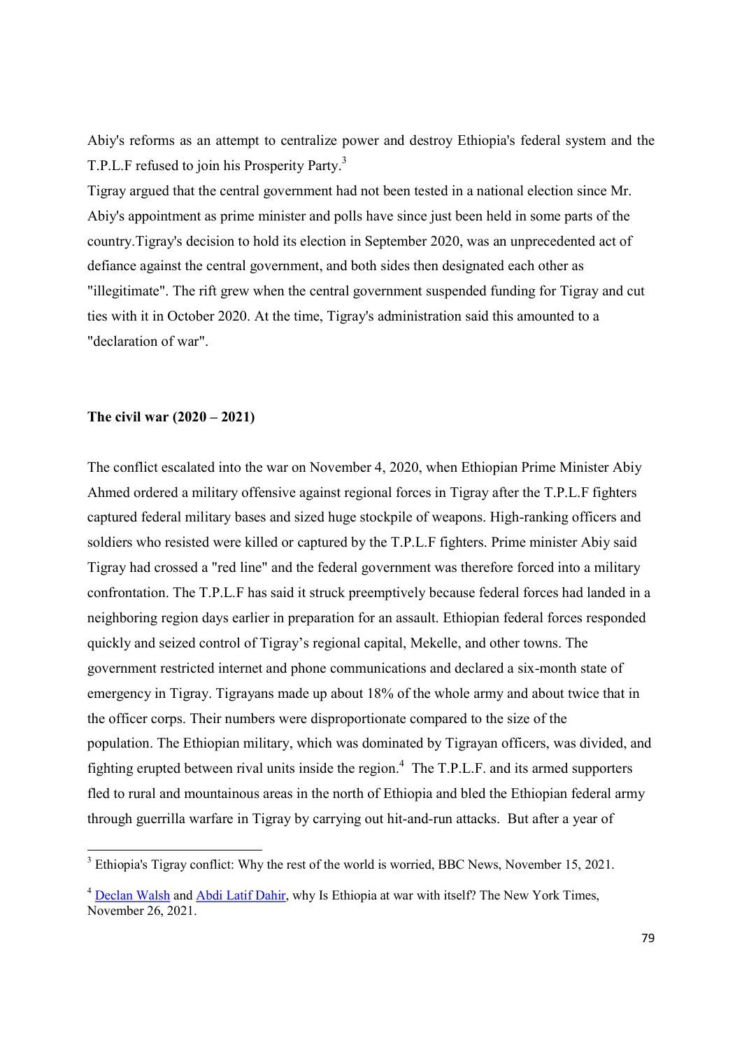Abiy's reforms as an attempt to centralize power and destroy Ethiopia's federal system and the T.P.L.F refused to join his Prosperity Party.[3]

Tigray argued that the central government had not been tested in a national election since Mr. Abiy's appointment as prime minister and polls have since just been held in some parts of the country.Tigray's decision to hold its election in September 2020, was an unprecedented act of defiance against the central government, and both sides then designated each other as "illegitimate". The rift grew when the central government suspended funding for Tigray and cut ties with it in October 2020. At the time, Tigray's administration said this amounted to a "declaration of war".

**The civil war (2020 – 2021)**

The conflict escalated into the war on November 4, 2020, when Ethiopian Prime Minister Abiy Ahmed ordered a military offensive against regional forces in Tigray after the T.P.L.F fighters captured federal military bases and sized huge stockpile of weapons. High-ranking officers and soldiers who resisted were killed or captured by the T.P.L.F fighters. Prime minister Abiy said Tigray had crossed a "red line" and the federal government was therefore forced into a military confrontation. The T.P.L.F has said it struck preemptively because federal forces had landed in a neighboring region days earlier in preparation for an assault. Ethiopian federal forces responded quickly and seized control of Tigray's regional capital, Mekelle, and other towns. The government restricted internet and phone communications and declared a six-month state of emergency in Tigray. Tigrayans made up about 18% of the whole army and about twice that in the officer corps. Their numbers were disproportionate compared to the size of the population. The Ethiopian military, which was dominated by Tigrayan officers, was divided, and fighting erupted between rival units inside the region.[4] The T.P.L.F. and its armed supporters fled to rural and mountainous areas in the north of Ethiopia and bled the Ethiopian federal army through guerrilla warfare in Tigray by carrying out hit-and-run attacks. But after a year of

[3] Ethiopia's Tigray conflict: Why the rest of the world is worried, BBC News, November 15, 2021.

[4] Declan Walsh and Abdi Latif Dahir, why Is Ethiopia at war with itself? The New York Times, November 26, 2021.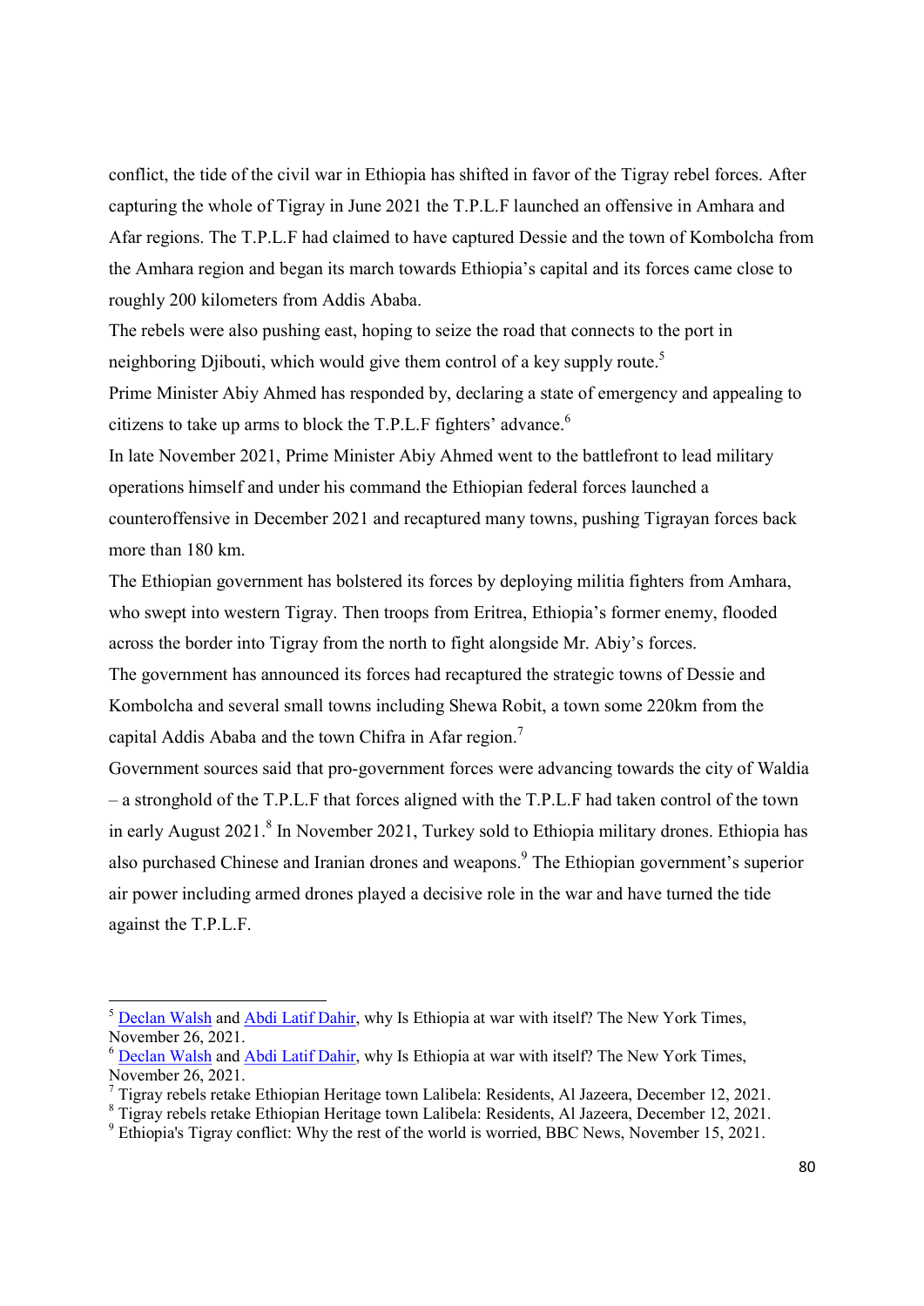conflict, the tide of the civil war in Ethiopia has shifted in favor of the Tigray rebel forces. After capturing the whole of Tigray in June 2021 the T.P.L.F launched an offensive in Amhara and Afar regions. The T.P.L.F had claimed to have captured Dessie and the town of Kombolcha from the Amhara region and began its march towards Ethiopia's capital and its forces came close to roughly 200 kilometers from Addis Ababa.

The rebels were also pushing east, hoping to seize the road that connects to the port in neighboring Djibouti, which would give them control of a key supply route.[5]

Prime Minister Abiy Ahmed has responded by, declaring a state of emergency and appealing to citizens to take up arms to block the T.P.L.F fighters' advance.[6]

In late November 2021, Prime Minister Abiy Ahmed went to the battlefront to lead military operations himself and under his command the Ethiopian federal forces launched a counteroffensive in December 2021 and recaptured many towns, pushing Tigrayan forces back more than 180 km.

The Ethiopian government has bolstered its forces by deploying militia fighters from Amhara, who swept into western Tigray. Then troops from Eritrea, Ethiopia's former enemy, flooded across the border into Tigray from the north to fight alongside Mr. Abiy's forces.

The government has announced its forces had recaptured the strategic towns of Dessie and Kombolcha and several small towns including Shewa Robit, a town some 220km from the capital Addis Ababa and the town Chifra in Afar region.[7]

Government sources said that pro-government forces were advancing towards the city of Waldia – a stronghold of the T.P.L.F that forces aligned with the T.P.L.F had taken control of the town in early August 2021.[8] In November 2021, Turkey sold to Ethiopia military drones. Ethiopia has also purchased Chinese and Iranian drones and weapons.[9] The Ethiopian government's superior air power including armed drones played a decisive role in the war and have turned the tide against the T.P.L.F.

---

[5] Declan Walsh and Abdi Latif Dahir, why Is Ethiopia at war with itself? The New York Times, November 26, 2021.

[6] Declan Walsh and Abdi Latif Dahir, why Is Ethiopia at war with itself? The New York Times, November 26, 2021.

[7] Tigray rebels retake Ethiopian Heritage town Lalibela: Residents, Al Jazeera, December 12, 2021.

[8] Tigray rebels retake Ethiopian Heritage town Lalibela: Residents, Al Jazeera, December 12, 2021.

[9] Ethiopia's Tigray conflict: Why the rest of the world is worried, BBC News, November 15, 2021.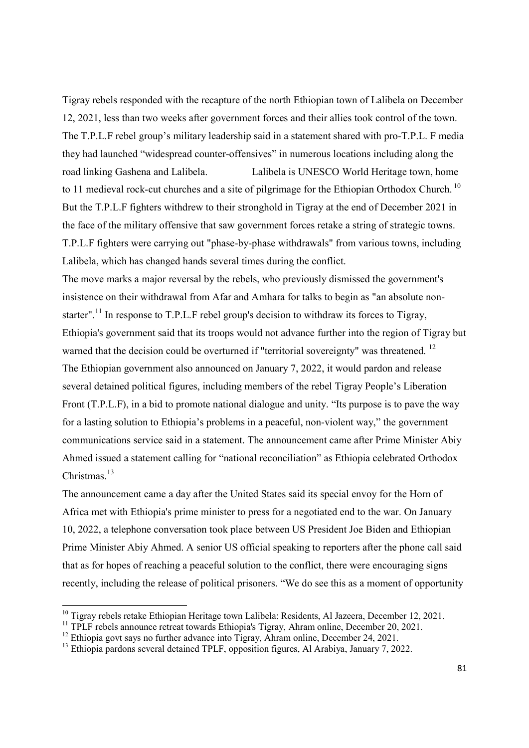Tigray rebels responded with the recapture of the north Ethiopian town of Lalibela on December 12, 2021, less than two weeks after government forces and their allies took control of the town. The T.P.L.F rebel group's military leadership said in a statement shared with pro-T.P.L. F media they had launched "widespread counter-offensives" in numerous locations including along the road linking Gashena and Lalibela. Lalibela is UNESCO World Heritage town, home to 11 medieval rock-cut churches and a site of pilgrimage for the Ethiopian Orthodox Church.[10] But the T.P.L.F fighters withdrew to their stronghold in Tigray at the end of December 2021 in the face of the military offensive that saw government forces retake a string of strategic towns. T.P.L.F fighters were carrying out "phase-by-phase withdrawals" from various towns, including Lalibela, which has changed hands several times during the conflict.

The move marks a major reversal by the rebels, who previously dismissed the government's insistence on their withdrawal from Afar and Amhara for talks to begin as "an absolute non-starter".[11] In response to T.P.L.F rebel group's decision to withdraw its forces to Tigray, Ethiopia's government said that its troops would not advance further into the region of Tigray but warned that the decision could be overturned if "territorial sovereignty" was threatened.[12]

The Ethiopian government also announced on January 7, 2022, it would pardon and release several detained political figures, including members of the rebel Tigray People's Liberation Front (T.P.L.F), in a bid to promote national dialogue and unity. "Its purpose is to pave the way for a lasting solution to Ethiopia's problems in a peaceful, non-violent way," the government communications service said in a statement. The announcement came after Prime Minister Abiy Ahmed issued a statement calling for "national reconciliation" as Ethiopia celebrated Orthodox Christmas.[13]

The announcement came a day after the United States said its special envoy for the Horn of Africa met with Ethiopia's prime minister to press for a negotiated end to the war. On January 10, 2022, a telephone conversation took place between US President Joe Biden and Ethiopian Prime Minister Abiy Ahmed. A senior US official speaking to reporters after the phone call said that as for hopes of reaching a peaceful solution to the conflict, there were encouraging signs recently, including the release of political prisoners. "We do see this as a moment of opportunity

---

[10] Tigray rebels retake Ethiopian Heritage town Lalibela: Residents, Al Jazeera, December 12, 2021.

[11] TPLF rebels announce retreat towards Ethiopia's Tigray, Ahram online, December 20, 2021.

[12] Ethiopia govt says no further advance into Tigray, Ahram online, December 24, 2021.

[13] Ethiopia pardons several detained TPLF, opposition figures, Al Arabiya, January 7, 2022.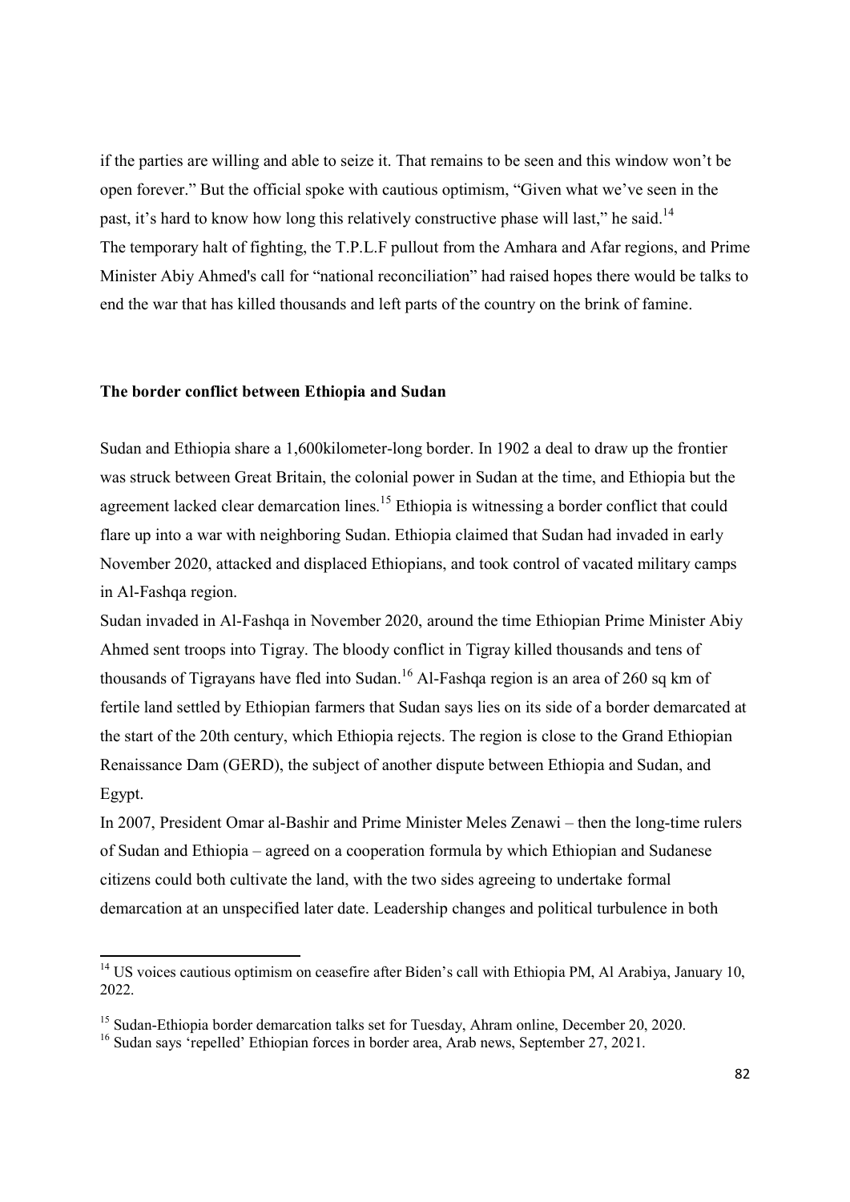if the parties are willing and able to seize it. That remains to be seen and this window won't be open forever." But the official spoke with cautious optimism, "Given what we've seen in the past, it's hard to know how long this relatively constructive phase will last," he said.[14]

The temporary halt of fighting, the T.P.L.F pullout from the Amhara and Afar regions, and Prime Minister Abiy Ahmed's call for "national reconciliation" had raised hopes there would be talks to end the war that has killed thousands and left parts of the country on the brink of famine.

**The border conflict between Ethiopia and Sudan**

Sudan and Ethiopia share a 1,600kilometer-long border. In 1902 a deal to draw up the frontier was struck between Great Britain, the colonial power in Sudan at the time, and Ethiopia but the agreement lacked clear demarcation lines.[15] Ethiopia is witnessing a border conflict that could flare up into a war with neighboring Sudan. Ethiopia claimed that Sudan had invaded in early November 2020, attacked and displaced Ethiopians, and took control of vacated military camps in Al-Fashqa region.

Sudan invaded in Al-Fashqa in November 2020, around the time Ethiopian Prime Minister Abiy Ahmed sent troops into Tigray. The bloody conflict in Tigray killed thousands and tens of thousands of Tigrayans have fled into Sudan.[16] Al-Fashqa region is an area of 260 sq km of fertile land settled by Ethiopian farmers that Sudan says lies on its side of a border demarcated at the start of the 20th century, which Ethiopia rejects. The region is close to the Grand Ethiopian Renaissance Dam (GERD), the subject of another dispute between Ethiopia and Sudan, and Egypt.

In 2007, President Omar al-Bashir and Prime Minister Meles Zenawi – then the long-time rulers of Sudan and Ethiopia – agreed on a cooperation formula by which Ethiopian and Sudanese citizens could both cultivate the land, with the two sides agreeing to undertake formal demarcation at an unspecified later date. Leadership changes and political turbulence in both

---

[14] US voices cautious optimism on ceasefire after Biden's call with Ethiopia PM, Al Arabiya, January 10, 2022.

[15] Sudan-Ethiopia border demarcation talks set for Tuesday, Ahram online, December 20, 2020.

[16] Sudan says 'repelled' Ethiopian forces in border area, Arab news, September 27, 2021.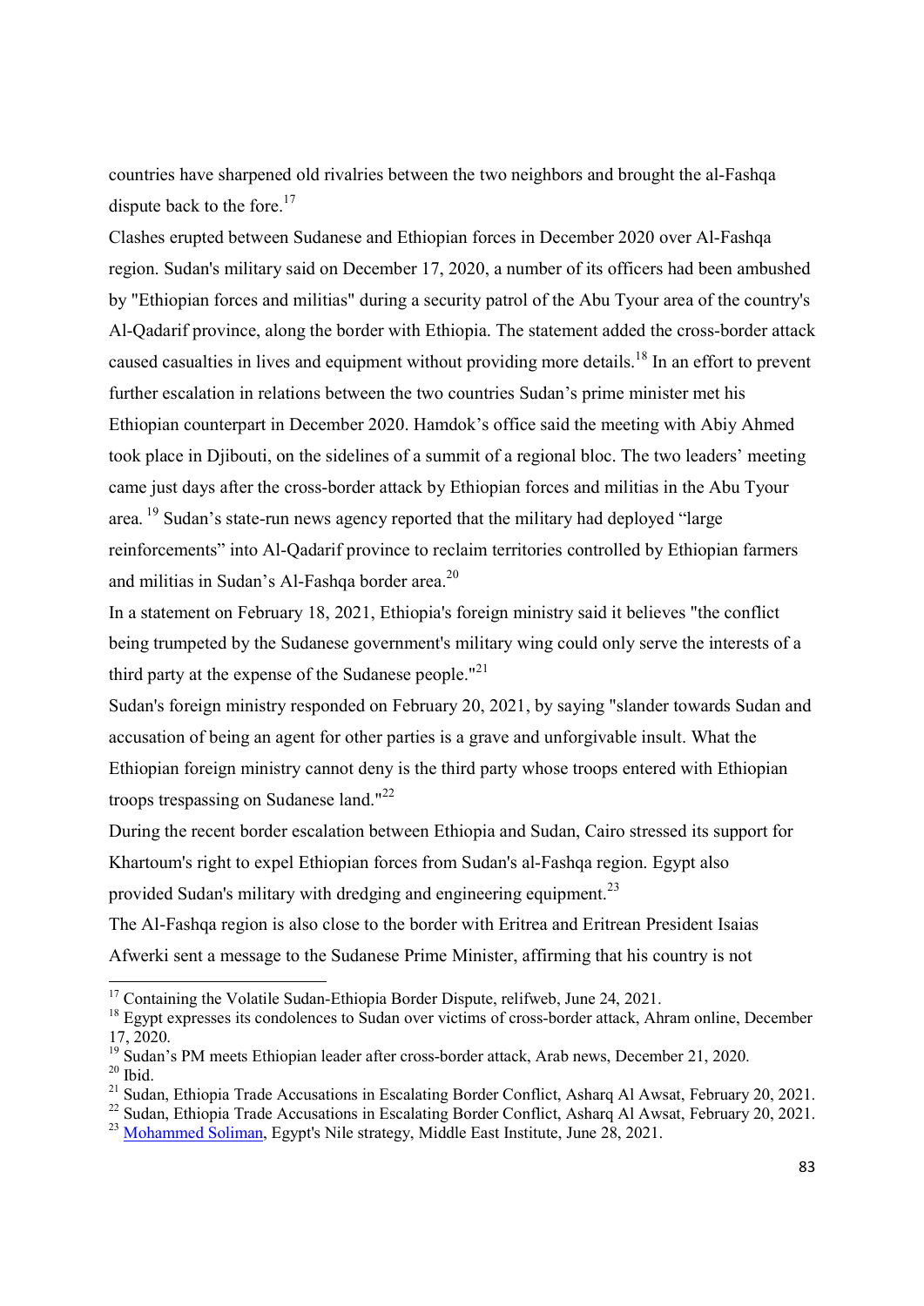countries have sharpened old rivalries between the two neighbors and brought the al-Fashqa dispute back to the fore.[17]

Clashes erupted between Sudanese and Ethiopian forces in December 2020 over Al-Fashqa region. Sudan's military said on December 17, 2020, a number of its officers had been ambushed by "Ethiopian forces and militias" during a security patrol of the Abu Tyour area of the country's Al-Qadarif province, along the border with Ethiopia. The statement added the cross-border attack caused casualties in lives and equipment without providing more details.[18] In an effort to prevent further escalation in relations between the two countries Sudan's prime minister met his Ethiopian counterpart in December 2020. Hamdok's office said the meeting with Abiy Ahmed took place in Djibouti, on the sidelines of a summit of a regional bloc. The two leaders' meeting came just days after the cross-border attack by Ethiopian forces and militias in the Abu Tyour area. [19] Sudan's state-run news agency reported that the military had deployed "large reinforcements" into Al-Qadarif province to reclaim territories controlled by Ethiopian farmers and militias in Sudan's Al-Fashqa border area.[20]

In a statement on February 18, 2021, Ethiopia's foreign ministry said it believes "the conflict being trumpeted by the Sudanese government's military wing could only serve the interests of a third party at the expense of the Sudanese people."[21]

Sudan's foreign ministry responded on February 20, 2021, by saying "slander towards Sudan and accusation of being an agent for other parties is a grave and unforgivable insult. What the Ethiopian foreign ministry cannot deny is the third party whose troops entered with Ethiopian troops trespassing on Sudanese land."[22]

During the recent border escalation between Ethiopia and Sudan, Cairo stressed its support for Khartoum's right to expel Ethiopian forces from Sudan's al-Fashqa region. Egypt also provided Sudan's military with dredging and engineering equipment.[23]

The Al-Fashqa region is also close to the border with Eritrea and Eritrean President Isaias Afwerki sent a message to the Sudanese Prime Minister, affirming that his country is not

---

[17] Containing the Volatile Sudan-Ethiopia Border Dispute, relifweb, June 24, 2021.

[18] Egypt expresses its condolences to Sudan over victims of cross-border attack, Ahram online, December 17, 2020.

[19] Sudan's PM meets Ethiopian leader after cross-border attack, Arab news, December 21, 2020.

[20] Ibid.

[21] Sudan, Ethiopia Trade Accusations in Escalating Border Conflict, Asharq Al Awsat, February 20, 2021.

[22] Sudan, Ethiopia Trade Accusations in Escalating Border Conflict, Asharq Al Awsat, February 20, 2021.

[23] Mohammed Soliman, Egypt's Nile strategy, Middle East Institute, June 28, 2021.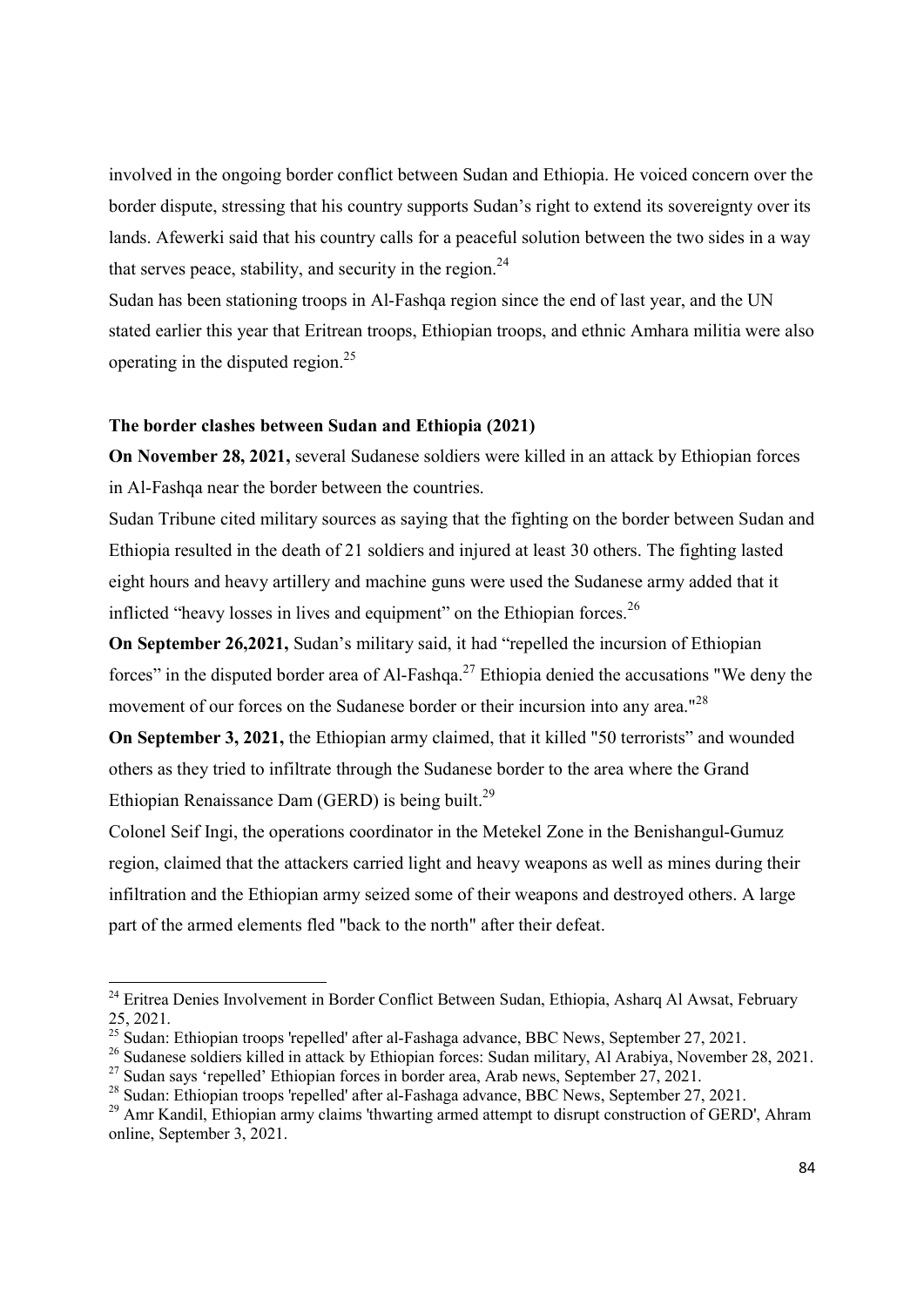involved in the ongoing border conflict between Sudan and Ethiopia. He voiced concern over the border dispute, stressing that his country supports Sudan's right to extend its sovereignty over its lands. Afewerki said that his country calls for a peaceful solution between the two sides in a way that serves peace, stability, and security in the region.[24]

Sudan has been stationing troops in Al-Fashqa region since the end of last year, and the UN stated earlier this year that Eritrean troops, Ethiopian troops, and ethnic Amhara militia were also operating in the disputed region.[25]

**The border clashes between Sudan and Ethiopia (2021)**

**On November 28, 2021,** several Sudanese soldiers were killed in an attack by Ethiopian forces in Al-Fashqa near the border between the countries.

Sudan Tribune cited military sources as saying that the fighting on the border between Sudan and Ethiopia resulted in the death of 21 soldiers and injured at least 30 others. The fighting lasted eight hours and heavy artillery and machine guns were used the Sudanese army added that it inflicted "heavy losses in lives and equipment" on the Ethiopian forces.[26]

**On September 26,2021,** Sudan's military said, it had "repelled the incursion of Ethiopian forces" in the disputed border area of Al-Fashqa.[27] Ethiopia denied the accusations "We deny the movement of our forces on the Sudanese border or their incursion into any area."[28]

**On September 3, 2021,** the Ethiopian army claimed, that it killed "50 terrorists" and wounded others as they tried to infiltrate through the Sudanese border to the area where the Grand Ethiopian Renaissance Dam (GERD) is being built.[29]

Colonel Seif Ingi, the operations coordinator in the Metekel Zone in the Benishangul-Gumuz region, claimed that the attackers carried light and heavy weapons as well as mines during their infiltration and the Ethiopian army seized some of their weapons and destroyed others. A large part of the armed elements fled "back to the north" after their defeat.

---

[24] Eritrea Denies Involvement in Border Conflict Between Sudan, Ethiopia, Asharq Al Awsat, February 25, 2021.

[25] Sudan: Ethiopian troops 'repelled' after al-Fashaga advance, BBC News, September 27, 2021.

[26] Sudanese soldiers killed in attack by Ethiopian forces: Sudan military, Al Arabiya, November 28, 2021.

[27] Sudan says 'repelled' Ethiopian forces in border area, Arab news, September 27, 2021.

[28] Sudan: Ethiopian troops 'repelled' after al-Fashaga advance, BBC News, September 27, 2021.

[29] Amr Kandil, Ethiopian army claims 'thwarting armed attempt to disrupt construction of GERD', Ahram online, September 3, 2021.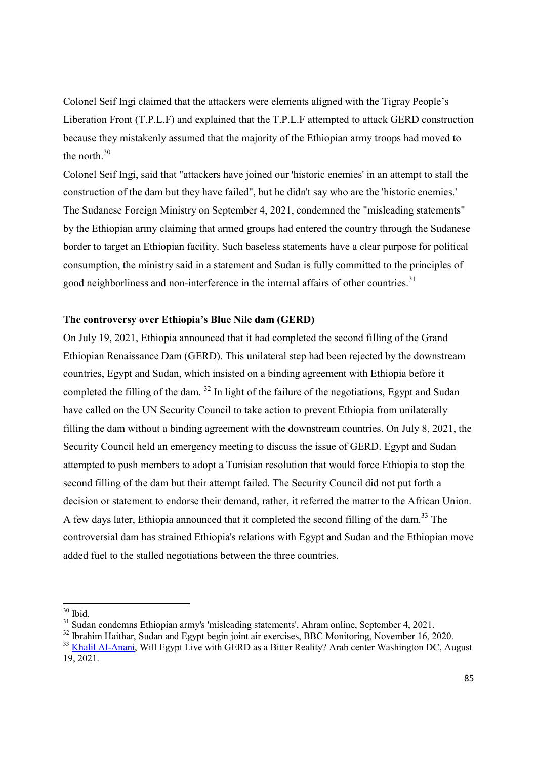Colonel Seif Ingi claimed that the attackers were elements aligned with the Tigray People's Liberation Front (T.P.L.F) and explained that the T.P.L.F attempted to attack GERD construction because they mistakenly assumed that the majority of the Ethiopian army troops had moved to the north.[30]

Colonel Seif Ingi, said that "attackers have joined our 'historic enemies' in an attempt to stall the construction of the dam but they have failed", but he didn't say who are the 'historic enemies.' The Sudanese Foreign Ministry on September 4, 2021, condemned the "misleading statements" by the Ethiopian army claiming that armed groups had entered the country through the Sudanese border to target an Ethiopian facility. Such baseless statements have a clear purpose for political consumption, the ministry said in a statement and Sudan is fully committed to the principles of good neighborliness and non-interference in the internal affairs of other countries.[31]

### The controversy over Ethiopia's Blue Nile dam (GERD)

On July 19, 2021, Ethiopia announced that it had completed the second filling of the Grand Ethiopian Renaissance Dam (GERD). This unilateral step had been rejected by the downstream countries, Egypt and Sudan, which insisted on a binding agreement with Ethiopia before it completed the filling of the dam. [32] In light of the failure of the negotiations, Egypt and Sudan have called on the UN Security Council to take action to prevent Ethiopia from unilaterally filling the dam without a binding agreement with the downstream countries. On July 8, 2021, the Security Council held an emergency meeting to discuss the issue of GERD. Egypt and Sudan attempted to push members to adopt a Tunisian resolution that would force Ethiopia to stop the second filling of the dam but their attempt failed. The Security Council did not put forth a decision or statement to endorse their demand, rather, it referred the matter to the African Union. A few days later, Ethiopia announced that it completed the second filling of the dam.[33] The controversial dam has strained Ethiopia's relations with Egypt and Sudan and the Ethiopian move added fuel to the stalled negotiations between the three countries.

---

[30] Ibid.

[31] Sudan condemns Ethiopian army's 'misleading statements', Ahram online, September 4, 2021.

[32] Ibrahim Haithar, Sudan and Egypt begin joint air exercises, BBC Monitoring, November 16, 2020.

[33] Khalil Al-Anani, Will Egypt Live with GERD as a Bitter Reality? Arab center Washington DC, August 19, 2021.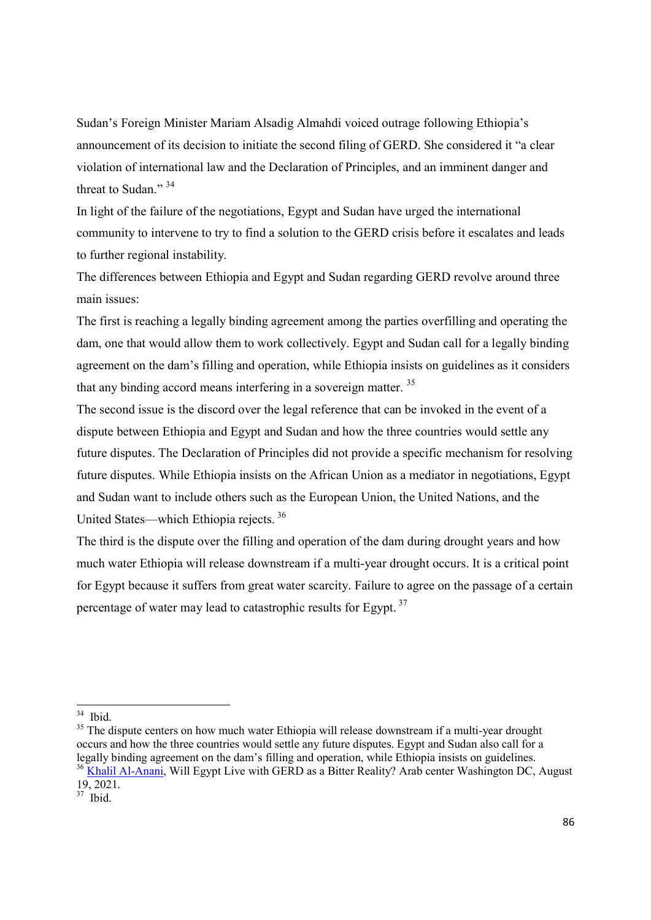Sudan's Foreign Minister Mariam Alsadig Almahdi voiced outrage following Ethiopia's announcement of its decision to initiate the second filing of GERD. She considered it "a clear violation of international law and the Declaration of Principles, and an imminent danger and threat to Sudan." [34]

In light of the failure of the negotiations, Egypt and Sudan have urged the international community to intervene to try to find a solution to the GERD crisis before it escalates and leads to further regional instability.

The differences between Ethiopia and Egypt and Sudan regarding GERD revolve around three main issues:

The first is reaching a legally binding agreement among the parties overfilling and operating the dam, one that would allow them to work collectively. Egypt and Sudan call for a legally binding agreement on the dam's filling and operation, while Ethiopia insists on guidelines as it considers that any binding accord means interfering in a sovereign matter. [35]

The second issue is the discord over the legal reference that can be invoked in the event of a dispute between Ethiopia and Egypt and Sudan and how the three countries would settle any future disputes. The Declaration of Principles did not provide a specific mechanism for resolving future disputes. While Ethiopia insists on the African Union as a mediator in negotiations, Egypt and Sudan want to include others such as the European Union, the United Nations, and the United States—which Ethiopia rejects. [36]

The third is the dispute over the filling and operation of the dam during drought years and how much water Ethiopia will release downstream if a multi-year drought occurs. It is a critical point for Egypt because it suffers from great water scarcity. Failure to agree on the passage of a certain percentage of water may lead to catastrophic results for Egypt. [37]

---

[34] Ibid.

[35] The dispute centers on how much water Ethiopia will release downstream if a multi-year drought occurs and how the three countries would settle any future disputes. Egypt and Sudan also call for a legally binding agreement on the dam's filling and operation, while Ethiopia insists on guidelines.

[36] Khalil Al-Anani, Will Egypt Live with GERD as a Bitter Reality? Arab center Washington DC, August 19, 2021.

[37] Ibid.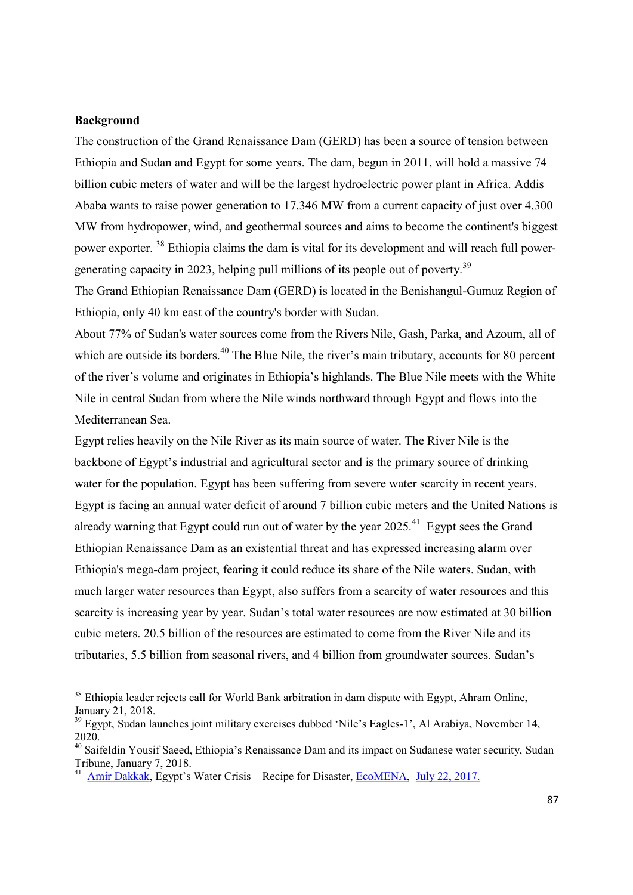**Background**

The construction of the Grand Renaissance Dam (GERD) has been a source of tension between Ethiopia and Sudan and Egypt for some years. The dam, begun in 2011, will hold a massive 74 billion cubic meters of water and will be the largest hydroelectric power plant in Africa. Addis Ababa wants to raise power generation to 17,346 MW from a current capacity of just over 4,300 MW from hydropower, wind, and geothermal sources and aims to become the continent's biggest power exporter. [38] Ethiopia claims the dam is vital for its development and will reach full power-generating capacity in 2023, helping pull millions of its people out of poverty.[39]

The Grand Ethiopian Renaissance Dam (GERD) is located in the Benishangul-Gumuz Region of Ethiopia, only 40 km east of the country's border with Sudan.

About 77% of Sudan's water sources come from the Rivers Nile, Gash, Parka, and Azoum, all of which are outside its borders.[40] The Blue Nile, the river's main tributary, accounts for 80 percent of the river's volume and originates in Ethiopia's highlands. The Blue Nile meets with the White Nile in central Sudan from where the Nile winds northward through Egypt and flows into the Mediterranean Sea.

Egypt relies heavily on the Nile River as its main source of water. The River Nile is the backbone of Egypt's industrial and agricultural sector and is the primary source of drinking water for the population. Egypt has been suffering from severe water scarcity in recent years. Egypt is facing an annual water deficit of around 7 billion cubic meters and the United Nations is already warning that Egypt could run out of water by the year 2025.[41] Egypt sees the Grand Ethiopian Renaissance Dam as an existential threat and has expressed increasing alarm over Ethiopia's mega-dam project, fearing it could reduce its share of the Nile waters. Sudan, with much larger water resources than Egypt, also suffers from a scarcity of water resources and this scarcity is increasing year by year. Sudan's total water resources are now estimated at 30 billion cubic meters. 20.5 billion of the resources are estimated to come from the River Nile and its tributaries, 5.5 billion from seasonal rivers, and 4 billion from groundwater sources. Sudan's

---

[38] Ethiopia leader rejects call for World Bank arbitration in dam dispute with Egypt, Ahram Online, January 21, 2018.

[39] Egypt, Sudan launches joint military exercises dubbed 'Nile's Eagles-1', Al Arabiya, November 14, 2020.

[40] Saifeldin Yousif Saeed, Ethiopia's Renaissance Dam and its impact on Sudanese water security, Sudan Tribune, January 7, 2018.

[41] Amir Dakkak, Egypt's Water Crisis – Recipe for Disaster, EcoMENA, July 22, 2017.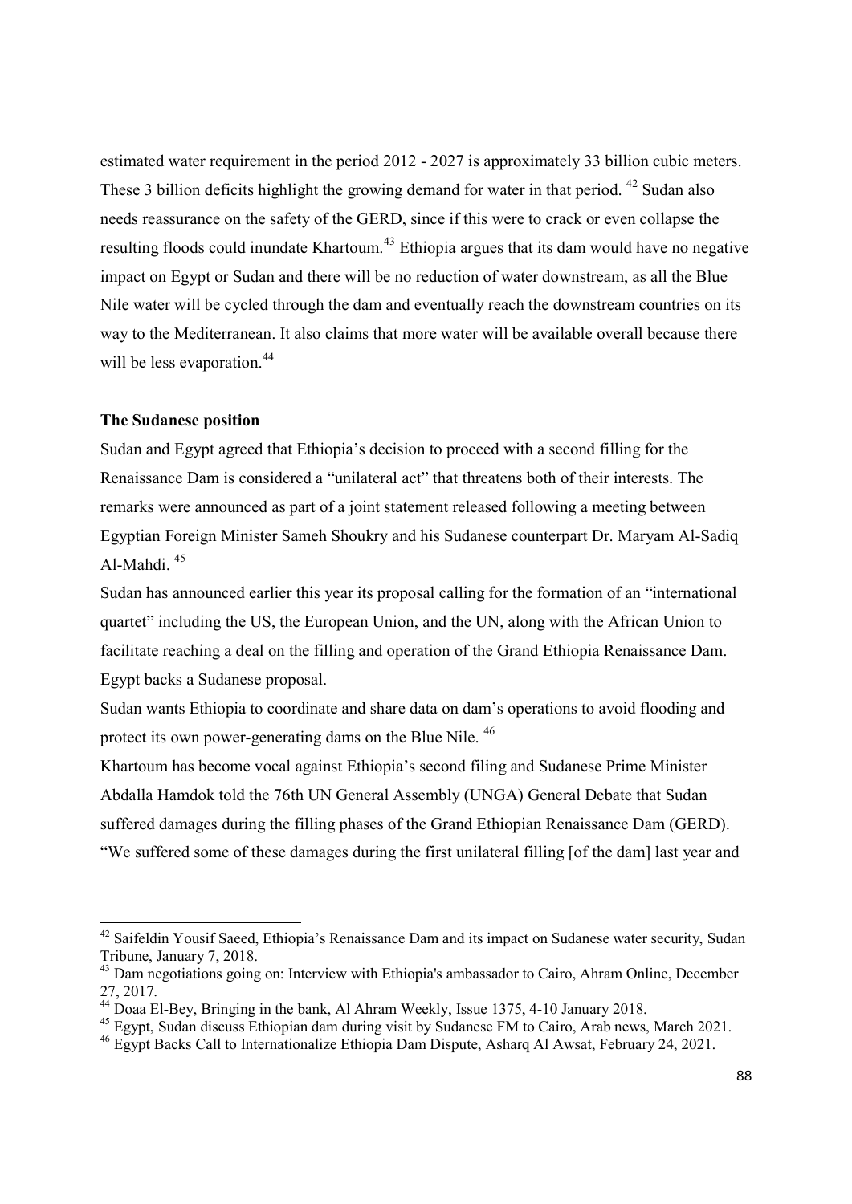estimated water requirement in the period 2012 - 2027 is approximately 33 billion cubic meters. These 3 billion deficits highlight the growing demand for water in that period. [42] Sudan also needs reassurance on the safety of the GERD, since if this were to crack or even collapse the resulting floods could inundate Khartoum.[43] Ethiopia argues that its dam would have no negative impact on Egypt or Sudan and there will be no reduction of water downstream, as all the Blue Nile water will be cycled through the dam and eventually reach the downstream countries on its way to the Mediterranean. It also claims that more water will be available overall because there will be less evaporation.[44]

**The Sudanese position**

Sudan and Egypt agreed that Ethiopia's decision to proceed with a second filling for the Renaissance Dam is considered a "unilateral act" that threatens both of their interests. The remarks were announced as part of a joint statement released following a meeting between Egyptian Foreign Minister Sameh Shoukry and his Sudanese counterpart Dr. Maryam Al-Sadiq Al-Mahdi. [45]

Sudan has announced earlier this year its proposal calling for the formation of an "international quartet" including the US, the European Union, and the UN, along with the African Union to facilitate reaching a deal on the filling and operation of the Grand Ethiopia Renaissance Dam. Egypt backs a Sudanese proposal.

Sudan wants Ethiopia to coordinate and share data on dam's operations to avoid flooding and protect its own power-generating dams on the Blue Nile. [46]

Khartoum has become vocal against Ethiopia's second filing and Sudanese Prime Minister Abdalla Hamdok told the 76th UN General Assembly (UNGA) General Debate that Sudan suffered damages during the filling phases of the Grand Ethiopian Renaissance Dam (GERD). "We suffered some of these damages during the first unilateral filling [of the dam] last year and

---

[42] Saifeldin Yousif Saeed, Ethiopia's Renaissance Dam and its impact on Sudanese water security, Sudan Tribune, January 7, 2018.

[43] Dam negotiations going on: Interview with Ethiopia's ambassador to Cairo, Ahram Online, December 27, 2017.

[44] Doaa El-Bey, Bringing in the bank, Al Ahram Weekly, Issue 1375, 4-10 January 2018.

[45] Egypt, Sudan discuss Ethiopian dam during visit by Sudanese FM to Cairo, Arab news, March 2021.

[46] Egypt Backs Call to Internationalize Ethiopia Dam Dispute, Asharq Al Awsat, February 24, 2021.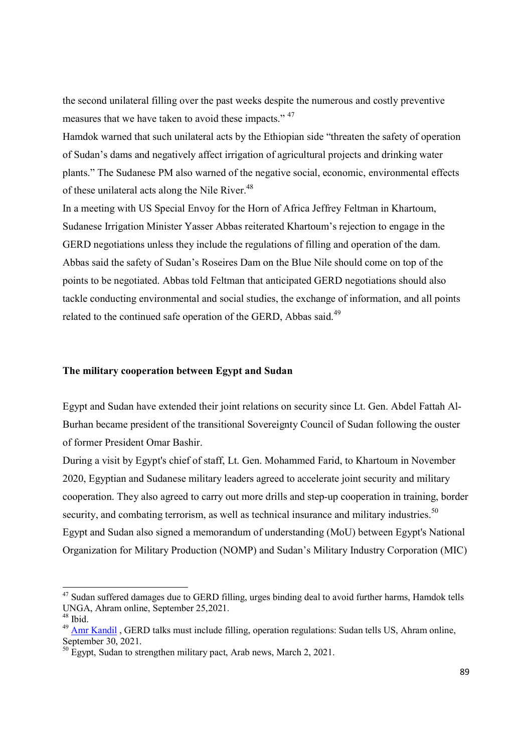the second unilateral filling over the past weeks despite the numerous and costly preventive measures that we have taken to avoid these impacts." [47]

Hamdok warned that such unilateral acts by the Ethiopian side "threaten the safety of operation of Sudan's dams and negatively affect irrigation of agricultural projects and drinking water plants." The Sudanese PM also warned of the negative social, economic, environmental effects of these unilateral acts along the Nile River.[48]

In a meeting with US Special Envoy for the Horn of Africa Jeffrey Feltman in Khartoum, Sudanese Irrigation Minister Yasser Abbas reiterated Khartoum's rejection to engage in the GERD negotiations unless they include the regulations of filling and operation of the dam. Abbas said the safety of Sudan's Roseires Dam on the Blue Nile should come on top of the points to be negotiated. Abbas told Feltman that anticipated GERD negotiations should also tackle conducting environmental and social studies, the exchange of information, and all points related to the continued safe operation of the GERD, Abbas said.[49]

**The military cooperation between Egypt and Sudan**

Egypt and Sudan have extended their joint relations on security since Lt. Gen. Abdel Fattah Al-Burhan became president of the transitional Sovereignty Council of Sudan following the ouster of former President Omar Bashir.

During a visit by Egypt's chief of staff, Lt. Gen. Mohammed Farid, to Khartoum in November 2020, Egyptian and Sudanese military leaders agreed to accelerate joint security and military cooperation. They also agreed to carry out more drills and step-up cooperation in training, border security, and combating terrorism, as well as technical insurance and military industries.[50]

Egypt and Sudan also signed a memorandum of understanding (MoU) between Egypt's National Organization for Military Production (NOMP) and Sudan's Military Industry Corporation (MIC)

---

[47] Sudan suffered damages due to GERD filling, urges binding deal to avoid further harms, Hamdok tells UNGA, Ahram online, September 25,2021.

[48] Ibid.

[49] Amr Kandil , GERD talks must include filling, operation regulations: Sudan tells US, Ahram online, September 30, 2021.

[50] Egypt, Sudan to strengthen military pact, Arab news, March 2, 2021.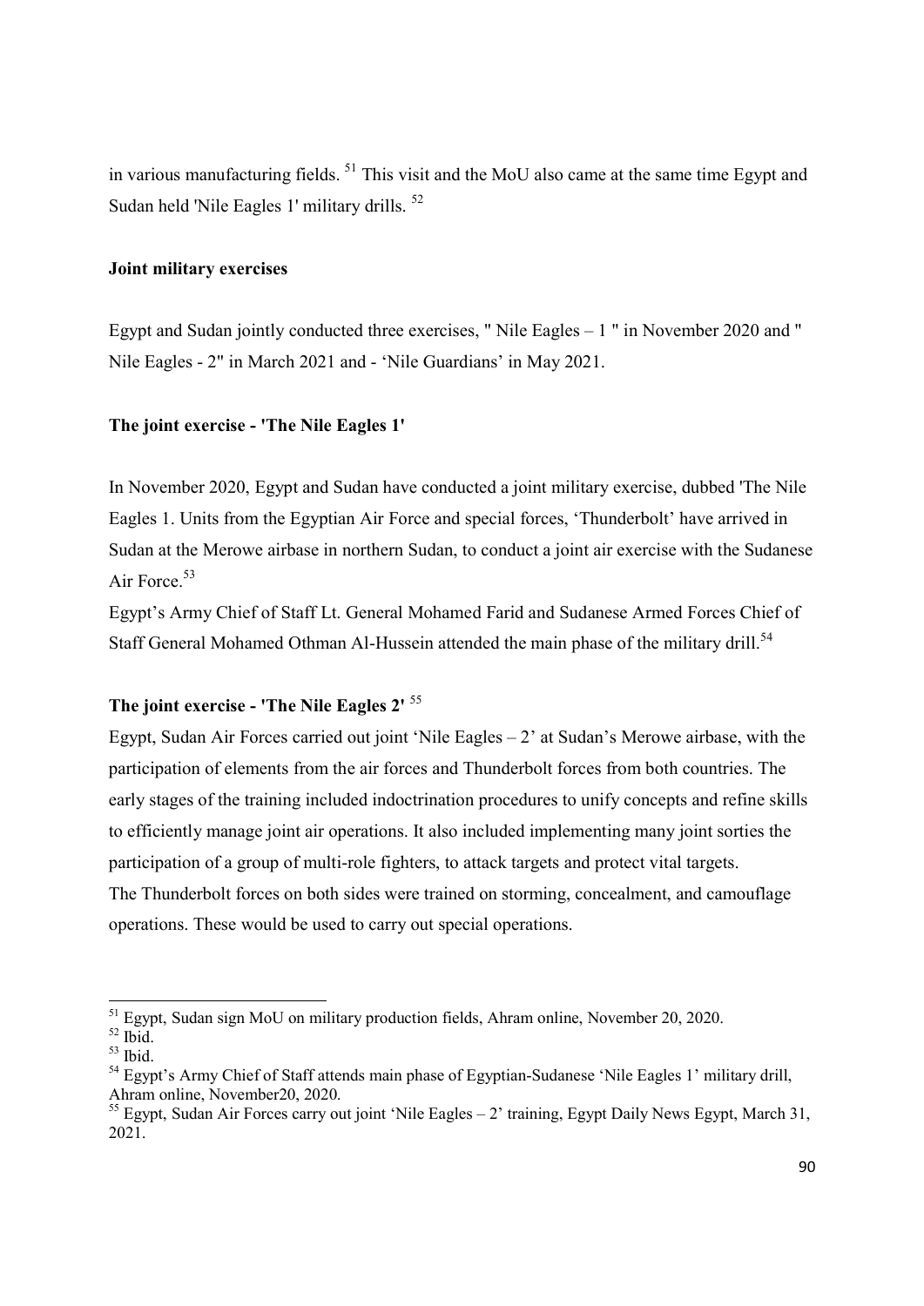in various manufacturing fields. [51] This visit and the MoU also came at the same time Egypt and Sudan held 'Nile Eagles 1' military drills. [52]

**Joint military exercises**

Egypt and Sudan jointly conducted three exercises, " Nile Eagles – 1 " in November 2020 and " Nile Eagles - 2" in March 2021 and - 'Nile Guardians' in May 2021.

**The joint exercise - 'The Nile Eagles 1'**

In November 2020, Egypt and Sudan have conducted a joint military exercise, dubbed 'The Nile Eagles 1. Units from the Egyptian Air Force and special forces, 'Thunderbolt' have arrived in Sudan at the Merowe airbase in northern Sudan, to conduct a joint air exercise with the Sudanese Air Force.[53]

Egypt's Army Chief of Staff Lt. General Mohamed Farid and Sudanese Armed Forces Chief of Staff General Mohamed Othman Al-Hussein attended the main phase of the military drill.[54]

**The joint exercise - 'The Nile Eagles 2'** [55]

Egypt, Sudan Air Forces carried out joint 'Nile Eagles – 2' at Sudan's Merowe airbase, with the participation of elements from the air forces and Thunderbolt forces from both countries. The early stages of the training included indoctrination procedures to unify concepts and refine skills to efficiently manage joint air operations. It also included implementing many joint sorties the participation of a group of multi-role fighters, to attack targets and protect vital targets.

The Thunderbolt forces on both sides were trained on storming, concealment, and camouflage operations. These would be used to carry out special operations.

---

[51] Egypt, Sudan sign MoU on military production fields, Ahram online, November 20, 2020.

[52] Ibid.

[53] Ibid.

[54] Egypt's Army Chief of Staff attends main phase of Egyptian-Sudanese 'Nile Eagles 1' military drill, Ahram online, November20, 2020.

[55] Egypt, Sudan Air Forces carry out joint 'Nile Eagles – 2' training, Egypt Daily News Egypt, March 31, 2021.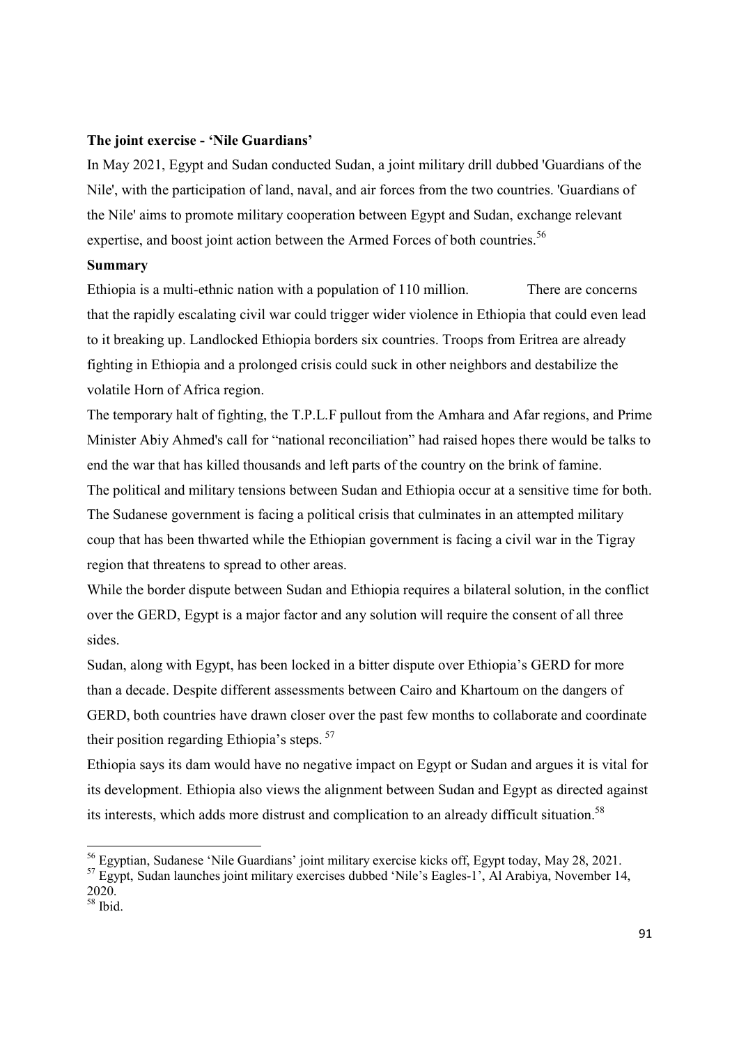**The joint exercise - 'Nile Guardians'**

In May 2021, Egypt and Sudan conducted Sudan, a joint military drill dubbed 'Guardians of the Nile', with the participation of land, naval, and air forces from the two countries. 'Guardians of the Nile' aims to promote military cooperation between Egypt and Sudan, exchange relevant expertise, and boost joint action between the Armed Forces of both countries.[56]

**Summary**

Ethiopia is a multi-ethnic nation with a population of 110 million. There are concerns that the rapidly escalating civil war could trigger wider violence in Ethiopia that could even lead to it breaking up. Landlocked Ethiopia borders six countries. Troops from Eritrea are already fighting in Ethiopia and a prolonged crisis could suck in other neighbors and destabilize the volatile Horn of Africa region.

The temporary halt of fighting, the T.P.L.F pullout from the Amhara and Afar regions, and Prime Minister Abiy Ahmed's call for "national reconciliation" had raised hopes there would be talks to end the war that has killed thousands and left parts of the country on the brink of famine.

The political and military tensions between Sudan and Ethiopia occur at a sensitive time for both. The Sudanese government is facing a political crisis that culminates in an attempted military coup that has been thwarted while the Ethiopian government is facing a civil war in the Tigray region that threatens to spread to other areas.

While the border dispute between Sudan and Ethiopia requires a bilateral solution, in the conflict over the GERD, Egypt is a major factor and any solution will require the consent of all three sides.

Sudan, along with Egypt, has been locked in a bitter dispute over Ethiopia's GERD for more than a decade. Despite different assessments between Cairo and Khartoum on the dangers of GERD, both countries have drawn closer over the past few months to collaborate and coordinate their position regarding Ethiopia's steps. [57]

Ethiopia says its dam would have no negative impact on Egypt or Sudan and argues it is vital for its development. Ethiopia also views the alignment between Sudan and Egypt as directed against its interests, which adds more distrust and complication to an already difficult situation.[58]

---

[56] Egyptian, Sudanese 'Nile Guardians' joint military exercise kicks off, Egypt today, May 28, 2021.

[57] Egypt, Sudan launches joint military exercises dubbed 'Nile's Eagles-1', Al Arabiya, November 14, 2020.

[58] Ibid.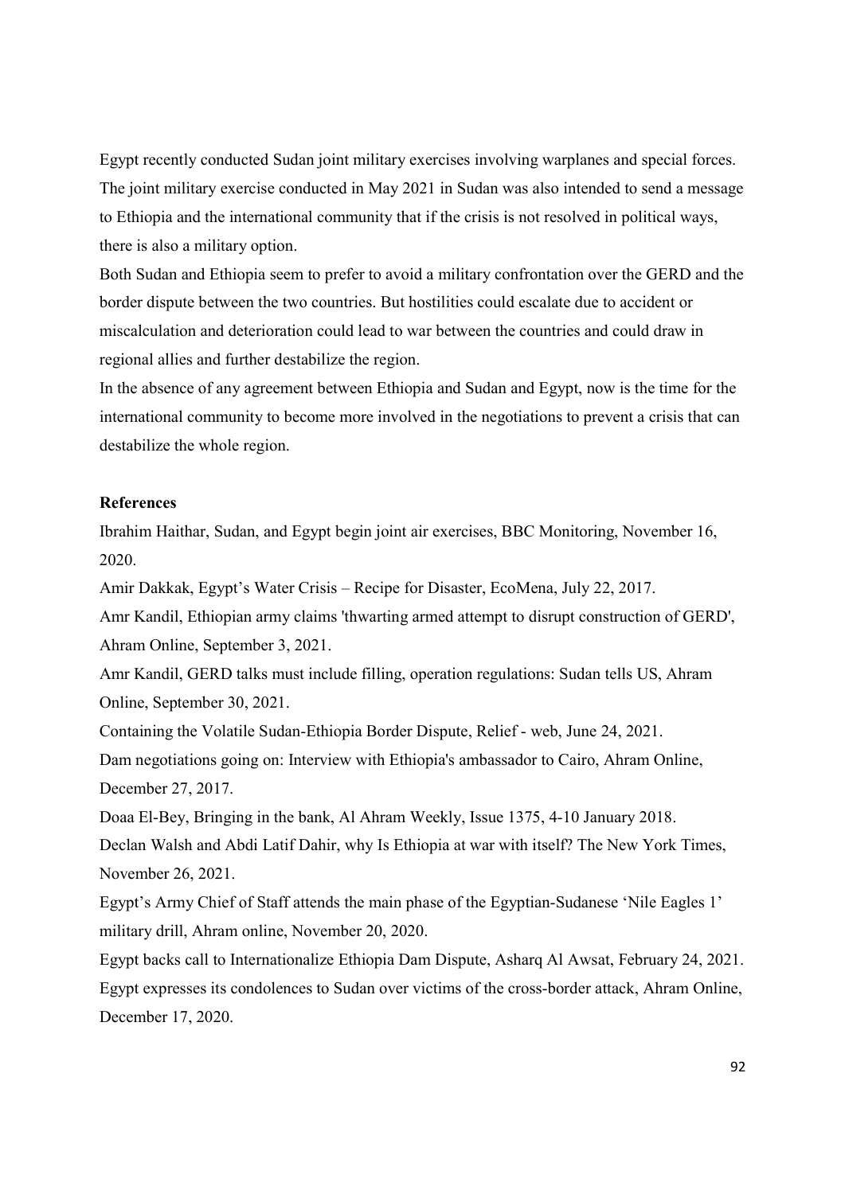Egypt recently conducted Sudan joint military exercises involving warplanes and special forces. The joint military exercise conducted in May 2021 in Sudan was also intended to send a message to Ethiopia and the international community that if the crisis is not resolved in political ways, there is also a military option.

Both Sudan and Ethiopia seem to prefer to avoid a military confrontation over the GERD and the border dispute between the two countries. But hostilities could escalate due to accident or miscalculation and deterioration could lead to war between the countries and could draw in regional allies and further destabilize the region.

In the absence of any agreement between Ethiopia and Sudan and Egypt, now is the time for the international community to become more involved in the negotiations to prevent a crisis that can destabilize the whole region.

**References**

Ibrahim Haithar, Sudan, and Egypt begin joint air exercises, BBC Monitoring, November 16, 2020.

Amir Dakkak, Egypt's Water Crisis – Recipe for Disaster, EcoMena, July 22, 2017.

Amr Kandil, Ethiopian army claims 'thwarting armed attempt to disrupt construction of GERD', Ahram Online, September 3, 2021.

Amr Kandil, GERD talks must include filling, operation regulations: Sudan tells US, Ahram Online, September 30, 2021.

Containing the Volatile Sudan-Ethiopia Border Dispute, Relief - web, June 24, 2021.

Dam negotiations going on: Interview with Ethiopia's ambassador to Cairo, Ahram Online, December 27, 2017.

Doaa El-Bey, Bringing in the bank, Al Ahram Weekly, Issue 1375, 4-10 January 2018.

Declan Walsh and Abdi Latif Dahir, why Is Ethiopia at war with itself? The New York Times, November 26, 2021.

Egypt's Army Chief of Staff attends the main phase of the Egyptian-Sudanese 'Nile Eagles 1' military drill, Ahram online, November 20, 2020.

Egypt backs call to Internationalize Ethiopia Dam Dispute, Asharq Al Awsat, February 24, 2021.

Egypt expresses its condolences to Sudan over victims of the cross-border attack, Ahram Online, December 17, 2020.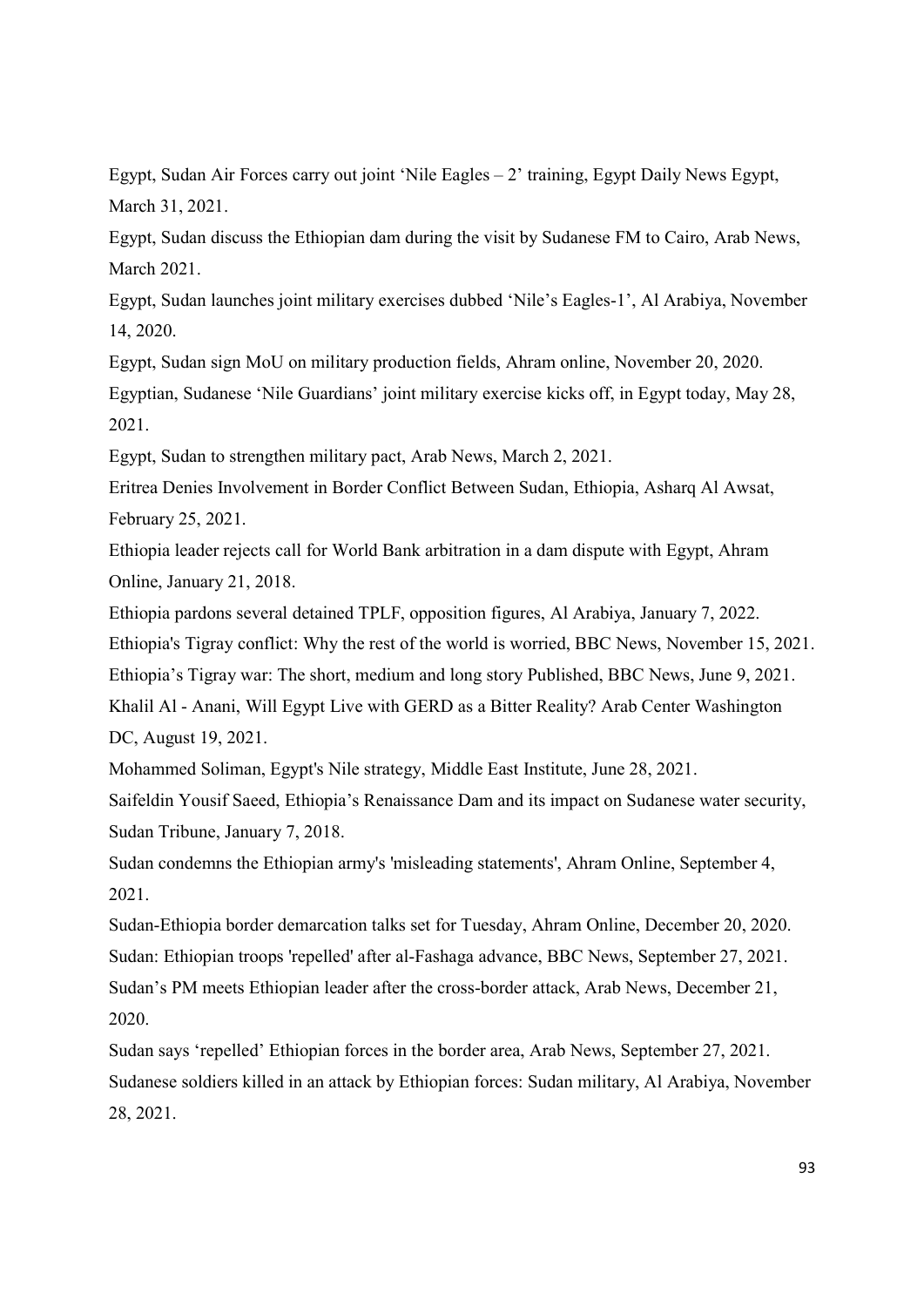Egypt, Sudan Air Forces carry out joint 'Nile Eagles – 2' training, Egypt Daily News Egypt, March 31, 2021.

Egypt, Sudan discuss the Ethiopian dam during the visit by Sudanese FM to Cairo, Arab News, March 2021.

Egypt, Sudan launches joint military exercises dubbed 'Nile's Eagles-1', Al Arabiya, November 14, 2020.

Egypt, Sudan sign MoU on military production fields, Ahram online, November 20, 2020.

Egyptian, Sudanese 'Nile Guardians' joint military exercise kicks off, in Egypt today, May 28, 2021.

Egypt, Sudan to strengthen military pact, Arab News, March 2, 2021.

Eritrea Denies Involvement in Border Conflict Between Sudan, Ethiopia, Asharq Al Awsat, February 25, 2021.

Ethiopia leader rejects call for World Bank arbitration in a dam dispute with Egypt, Ahram Online, January 21, 2018.

Ethiopia pardons several detained TPLF, opposition figures, Al Arabiya, January 7, 2022.

Ethiopia's Tigray conflict: Why the rest of the world is worried, BBC News, November 15, 2021.

Ethiopia's Tigray war: The short, medium and long story Published, BBC News, June 9, 2021.

Khalil Al - Anani, Will Egypt Live with GERD as a Bitter Reality? Arab Center Washington DC, August 19, 2021.

Mohammed Soliman, Egypt's Nile strategy, Middle East Institute, June 28, 2021.

Saifeldin Yousif Saeed, Ethiopia's Renaissance Dam and its impact on Sudanese water security, Sudan Tribune, January 7, 2018.

Sudan condemns the Ethiopian army's 'misleading statements', Ahram Online, September 4, 2021.

Sudan-Ethiopia border demarcation talks set for Tuesday, Ahram Online, December 20, 2020.

Sudan: Ethiopian troops 'repelled' after al-Fashaga advance, BBC News, September 27, 2021.

Sudan's PM meets Ethiopian leader after the cross-border attack, Arab News, December 21, 2020.

Sudan says 'repelled' Ethiopian forces in the border area, Arab News, September 27, 2021.

Sudanese soldiers killed in an attack by Ethiopian forces: Sudan military, Al Arabiya, November 28, 2021.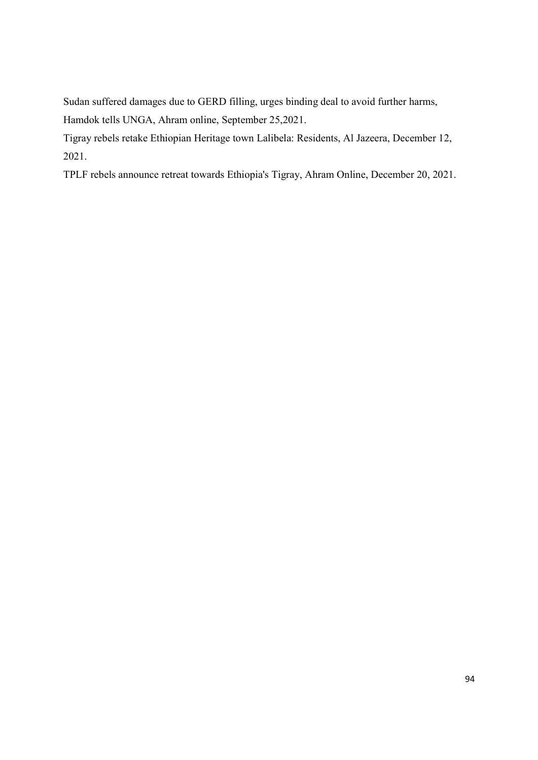Sudan suffered damages due to GERD filling, urges binding deal to avoid further harms, Hamdok tells UNGA, Ahram online, September 25,2021.

Tigray rebels retake Ethiopian Heritage town Lalibela: Residents, Al Jazeera, December 12, 2021.

TPLF rebels announce retreat towards Ethiopia's Tigray, Ahram Online, December 20, 2021.